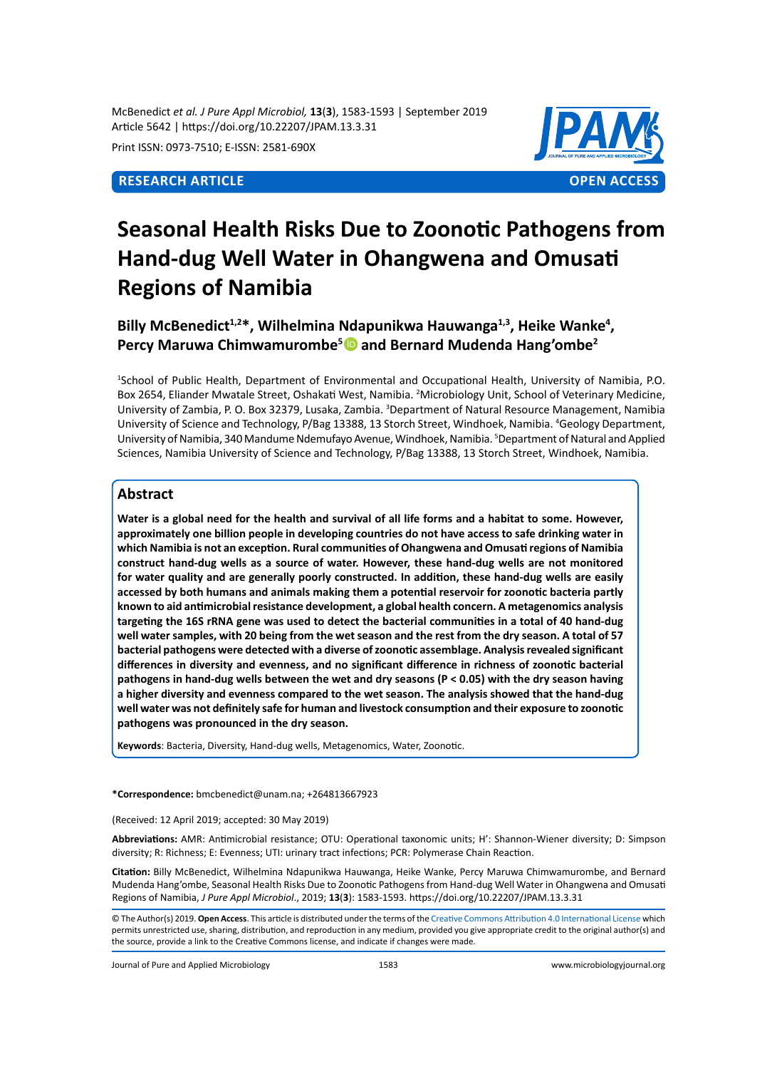RESEARCH ARTICLE | OPEN ACCESS

# Seasonal Health Risks Due to Zoonotic Pathogens from Hand-dug Well Water in Ohangwena and Omusati Regions of Namibia

**Billy McBenedict[1,2]*, Wilhelmina Ndapunikwa Hauwanga[1,3], Heike Wanke[4], Percy Maruwa Chimwamurombe[5] and Bernard Mudenda Hang'ombe[2]**

[1]School of Public Health, Department of Environmental and Occupational Health, University of Namibia, P.O. Box 2654, Eliander Mwatale Street, Oshakati West, Namibia. [2]Microbiology Unit, School of Veterinary Medicine, University of Zambia, P. O. Box 32379, Lusaka, Zambia. [3]Department of Natural Resource Management, Namibia University of Science and Technology, P/Bag 13388, 13 Storch Street, Windhoek, Namibia. [4]Geology Department, University of Namibia, 340 Mandume Ndemufayo Avenue, Windhoek, Namibia. [5]Department of Natural and Applied Sciences, Namibia University of Science and Technology, P/Bag 13388, 13 Storch Street, Windhoek, Namibia.

## Abstract

**Water is a global need for the health and survival of all life forms and a habitat to some. However, approximately one billion people in developing countries do not have access to safe drinking water in which Namibia is not an exception. Rural communities of Ohangwena and Omusati regions of Namibia construct hand-dug wells as a source of water. However, these hand-dug wells are not monitored for water quality and are generally poorly constructed. In addition, these hand-dug wells are easily accessed by both humans and animals making them a potential reservoir for zoonotic bacteria partly known to aid antimicrobial resistance development, a global health concern. A metagenomics analysis targeting the 16S rRNA gene was used to detect the bacterial communities in a total of 40 hand-dug well water samples, with 20 being from the wet season and the rest from the dry season. A total of 57 bacterial pathogens were detected with a diverse of zoonotic assemblage. Analysis revealed significant differences in diversity and evenness, and no significant difference in richness of zoonotic bacterial pathogens in hand-dug wells between the wet and dry seasons ($P < 0.05$) with the dry season having a higher diversity and evenness compared to the wet season. The analysis showed that the hand-dug well water was not definitely safe for human and livestock consumption and their exposure to zoonotic pathogens was pronounced in the dry season.**

**Keywords**: Bacteria, Diversity, Hand-dug wells, Metagenomics, Water, Zoonotic.

***Correspondence:** bmcbenedict@unam.na; +264813667923

(Received: 12 April 2019; accepted: 30 May 2019)

**Abbreviations:** AMR: Antimicrobial resistance; OTU: Operational taxonomic units; H': Shannon-Wiener diversity; D: Simpson diversity; R: Richness; E: Evenness; UTI: urinary tract infections; PCR: Polymerase Chain Reaction.

**Citation:** Billy McBenedict, Wilhelmina Ndapunikwa Hauwanga, Heike Wanke, Percy Maruwa Chimwamurombe, and Bernard Mudenda Hang'ombe, Seasonal Health Risks Due to Zoonotic Pathogens from Hand-dug Well Water in Ohangwena and Omusati Regions of Namibia, *J Pure Appl Microbiol*., 2019; **13**(**3**): 1583-1593. https://doi.org/10.22207/JPAM.13.3.31

© The Author(s) 2019. **Open Access**. This article is distributed under the terms of the Creative Commons Attribution 4.0 International License which permits unrestricted use, sharing, distribution, and reproduction in any medium, provided you give appropriate credit to the original author(s) and the source, provide a link to the Creative Commons license, and indicate if changes were made.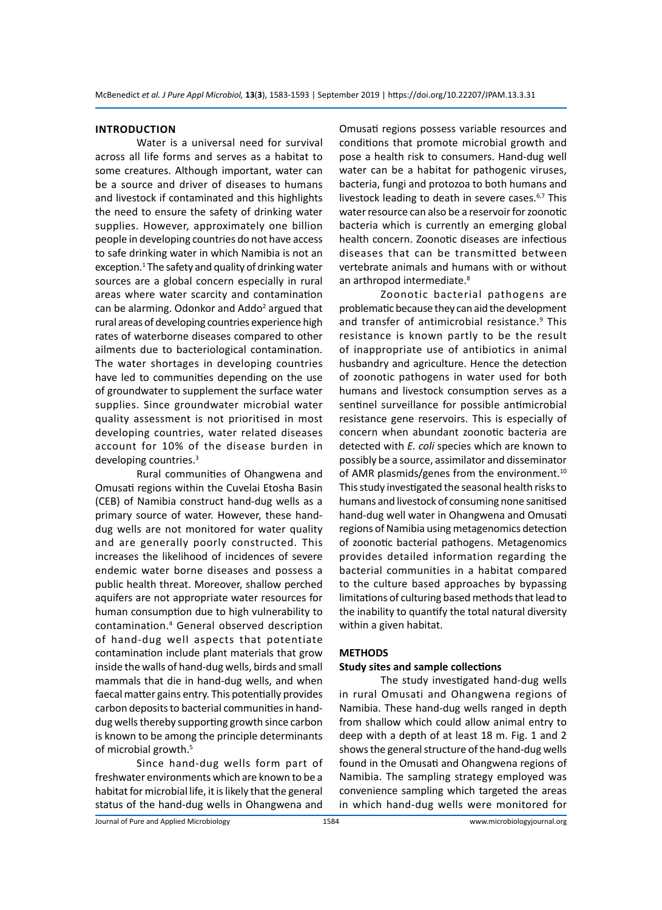## INTRODUCTION

Water is a universal need for survival across all life forms and serves as a habitat to some creatures. Although important, water can be a source and driver of diseases to humans and livestock if contaminated and this highlights the need to ensure the safety of drinking water supplies. However, approximately one billion people in developing countries do not have access to safe drinking water in which Namibia is not an exception.[1] The safety and quality of drinking water sources are a global concern especially in rural areas where water scarcity and contamination can be alarming. Odonkor and Addo[2] argued that rural areas of developing countries experience high rates of waterborne diseases compared to other ailments due to bacteriological contamination. The water shortages in developing countries have led to communities depending on the use of groundwater to supplement the surface water supplies. Since groundwater microbial water quality assessment is not prioritised in most developing countries, water related diseases account for 10% of the disease burden in developing countries.[3]

Rural communities of Ohangwena and Omusati regions within the Cuvelai Etosha Basin (CEB) of Namibia construct hand-dug wells as a primary source of water. However, these hand-dug wells are not monitored for water quality and are generally poorly constructed. This increases the likelihood of incidences of severe endemic water borne diseases and possess a public health threat. Moreover, shallow perched aquifers are not appropriate water resources for human consumption due to high vulnerability to contamination.[4] General observed description of hand-dug well aspects that potentiate contamination include plant materials that grow inside the walls of hand-dug wells, birds and small mammals that die in hand-dug wells, and when faecal matter gains entry. This potentially provides carbon deposits to bacterial communities in hand-dug wells thereby supporting growth since carbon is known to be among the principle determinants of microbial growth.[5]

Since hand-dug wells form part of freshwater environments which are known to be a habitat for microbial life, it is likely that the general status of the hand-dug wells in Ohangwena and Omusati regions possess variable resources and conditions that promote microbial growth and pose a health risk to consumers. Hand-dug well water can be a habitat for pathogenic viruses, bacteria, fungi and protozoa to both humans and livestock leading to death in severe cases.[6,7] This water resource can also be a reservoir for zoonotic bacteria which is currently an emerging global health concern. Zoonotic diseases are infectious diseases that can be transmitted between vertebrate animals and humans with or without an arthropod intermediate.[8]

Zoonotic bacterial pathogens are problematic because they can aid the development and transfer of antimicrobial resistance.[9] This resistance is known partly to be the result of inappropriate use of antibiotics in animal husbandry and agriculture. Hence the detection of zoonotic pathogens in water used for both humans and livestock consumption serves as a sentinel surveillance for possible antimicrobial resistance gene reservoirs. This is especially of concern when abundant zoonotic bacteria are detected with *E. coli* species which are known to possibly be a source, assimilator and disseminator of AMR plasmids/genes from the environment.[10] This study investigated the seasonal health risks to humans and livestock of consuming none sanitised hand-dug well water in Ohangwena and Omusati regions of Namibia using metagenomics detection of zoonotic bacterial pathogens. Metagenomics provides detailed information regarding the bacterial communities in a habitat compared to the culture based approaches by bypassing limitations of culturing based methods that lead to the inability to quantify the total natural diversity within a given habitat.

## METHODS

### Study sites and sample collections

The study investigated hand-dug wells in rural Omusati and Ohangwena regions of Namibia. These hand-dug wells ranged in depth from shallow which could allow animal entry to deep with a depth of at least 18 m. Fig. 1 and 2 shows the general structure of the hand-dug wells found in the Omusati and Ohangwena regions of Namibia. The sampling strategy employed was convenience sampling which targeted the areas in which hand-dug wells were monitored for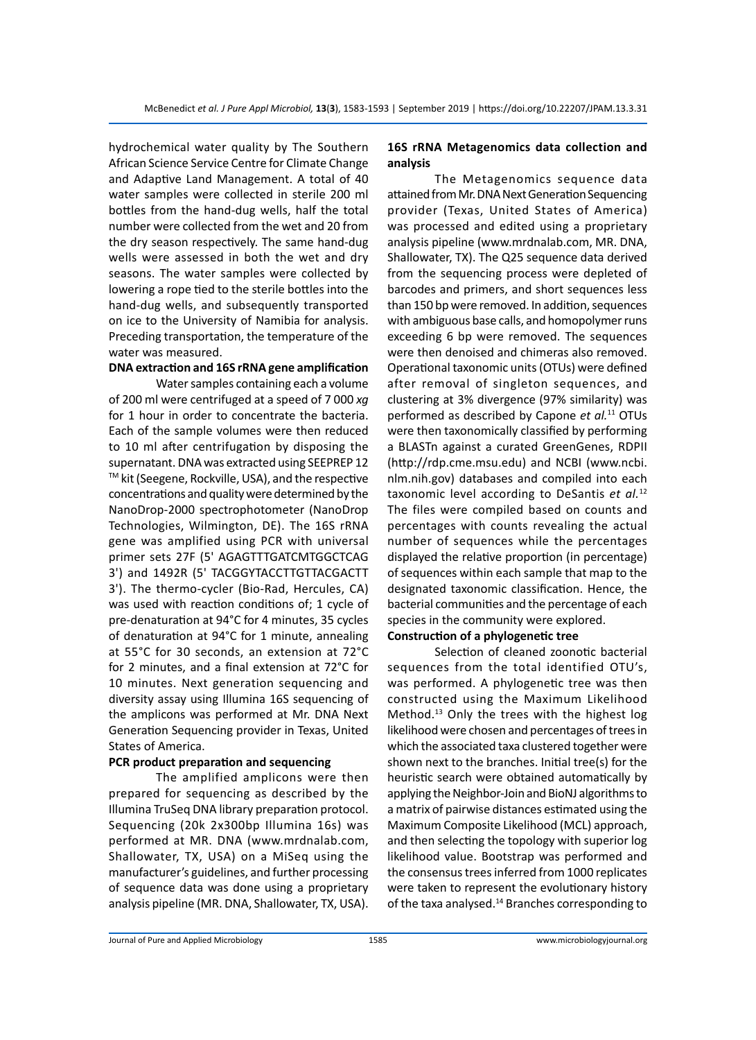hydrochemical water quality by The Southern African Science Service Centre for Climate Change and Adaptive Land Management. A total of 40 water samples were collected in sterile 200 ml bottles from the hand-dug wells, half the total number were collected from the wet and 20 from the dry season respectively. The same hand-dug wells were assessed in both the wet and dry seasons. The water samples were collected by lowering a rope tied to the sterile bottles into the hand-dug wells, and subsequently transported on ice to the University of Namibia for analysis. Preceding transportation, the temperature of the water was measured.

**DNA extraction and 16S rRNA gene amplification**

Water samples containing each a volume of 200 ml were centrifuged at a speed of 7 000 *xg* for 1 hour in order to concentrate the bacteria. Each of the sample volumes were then reduced to 10 ml after centrifugation by disposing the supernatant. DNA was extracted using SEEPREP 12 ™ kit (Seegene, Rockville, USA), and the respective concentrations and quality were determined by the NanoDrop-2000 spectrophotometer (NanoDrop Technologies, Wilmington, DE). The 16S rRNA gene was amplified using PCR with universal primer sets 27F (5' AGAGTTTGATCMTGGCTCAG 3') and 1492R (5' TACGGYTACCTTGTTACGACTT 3'). The thermo-cycler (Bio-Rad, Hercules, CA) was used with reaction conditions of; 1 cycle of pre-denaturation at 94°C for 4 minutes, 35 cycles of denaturation at 94°C for 1 minute, annealing at 55°C for 30 seconds, an extension at 72°C for 2 minutes, and a final extension at 72°C for 10 minutes. Next generation sequencing and diversity assay using Illumina 16S sequencing of the amplicons was performed at Mr. DNA Next Generation Sequencing provider in Texas, United States of America.

**PCR product preparation and sequencing**

The amplified amplicons were then prepared for sequencing as described by the Illumina TruSeq DNA library preparation protocol. Sequencing (20k 2x300bp Illumina 16s) was performed at MR. DNA (www.mrdnalab.com, Shallowater, TX, USA) on a MiSeq using the manufacturer's guidelines, and further processing of sequence data was done using a proprietary analysis pipeline (MR. DNA, Shallowater, TX, USA).

**16S rRNA Metagenomics data collection and analysis**

The Metagenomics sequence data attained from Mr. DNA Next Generation Sequencing provider (Texas, United States of America) was processed and edited using a proprietary analysis pipeline (www.mrdnalab.com, MR. DNA, Shallowater, TX). The Q25 sequence data derived from the sequencing process were depleted of barcodes and primers, and short sequences less than 150 bp were removed. In addition, sequences with ambiguous base calls, and homopolymer runs exceeding 6 bp were removed. The sequences were then denoised and chimeras also removed. Operational taxonomic units (OTUs) were defined after removal of singleton sequences, and clustering at 3% divergence (97% similarity) was performed as described by Capone *et al.*[11] OTUs were then taxonomically classified by performing a BLASTn against a curated GreenGenes, RDPII (http://rdp.cme.msu.edu) and NCBI (www.ncbi.nlm.nih.gov) databases and compiled into each taxonomic level according to DeSantis *et al.*[12] The files were compiled based on counts and percentages with counts revealing the actual number of sequences while the percentages displayed the relative proportion (in percentage) of sequences within each sample that map to the designated taxonomic classification. Hence, the bacterial communities and the percentage of each species in the community were explored.

**Construction of a phylogenetic tree**

Selection of cleaned zoonotic bacterial sequences from the total identified OTU's, was performed. A phylogenetic tree was then constructed using the Maximum Likelihood Method.[13] Only the trees with the highest log likelihood were chosen and percentages of trees in which the associated taxa clustered together were shown next to the branches. Initial tree(s) for the heuristic search were obtained automatically by applying the Neighbor-Join and BioNJ algorithms to a matrix of pairwise distances estimated using the Maximum Composite Likelihood (MCL) approach, and then selecting the topology with superior log likelihood value. Bootstrap was performed and the consensus trees inferred from 1000 replicates were taken to represent the evolutionary history of the taxa analysed.[14] Branches corresponding to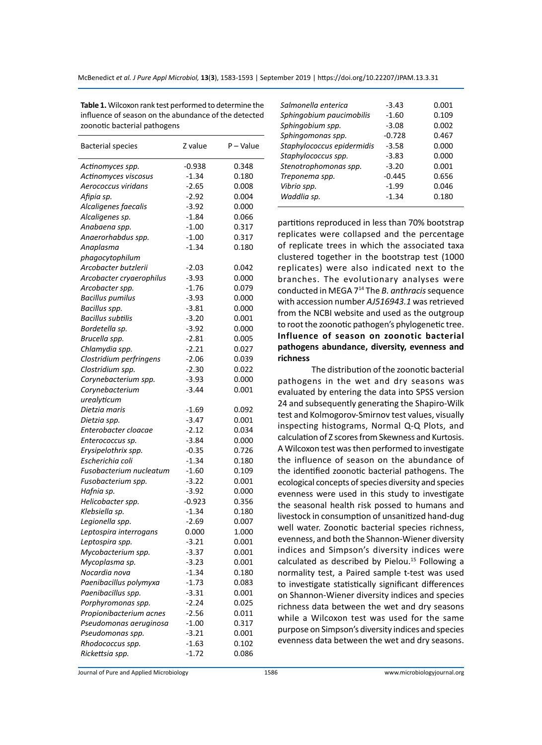**Table 1.** Wilcoxon rank test performed to determine the influence of season on the abundance of the detected zoonotic bacterial pathogens

| Bacterial species | Z value | P – Value |
|---|---|---|
| *Actinomyces spp.* | -0.938 | 0.348 |
| *Actinomyces viscosus* | -1.34 | 0.180 |
| *Aerococcus viridans* | -2.65 | 0.008 |
| *Afipia sp.* | -2.92 | 0.004 |
| *Alcaligenes faecalis* | -3.92 | 0.000 |
| *Alcaligenes sp.* | -1.84 | 0.066 |
| *Anabaena spp.* | -1.00 | 0.317 |
| *Anaerorhabdus spp.* | -1.00 | 0.317 |
| *Anaplasma phagocytophilum* | -1.34 | 0.180 |
| *Arcobacter butzlerii* | -2.03 | 0.042 |
| *Arcobacter cryaerophilus* | -3.93 | 0.000 |
| *Arcobacter spp.* | -1.76 | 0.079 |
| *Bacillus pumilus* | -3.93 | 0.000 |
| *Bacillus spp.* | -3.81 | 0.000 |
| *Bacillus subtilis* | -3.20 | 0.001 |
| *Bordetella sp.* | -3.92 | 0.000 |
| *Brucella spp.* | -2.81 | 0.005 |
| *Chlamydia spp.* | -2.21 | 0.027 |
| *Clostridium perfringens* | -2.06 | 0.039 |
| *Clostridium spp.* | -2.30 | 0.022 |
| *Corynebacterium spp.* | -3.93 | 0.000 |
| *Corynebacterium urealyticum* | -3.44 | 0.001 |
| *Dietzia maris* | -1.69 | 0.092 |
| *Dietzia spp.* | -3.47 | 0.001 |
| *Enterobacter cloacae* | -2.12 | 0.034 |
| *Enterococcus sp.* | -3.84 | 0.000 |
| *Erysipelothrix spp.* | -0.35 | 0.726 |
| *Escherichia coli* | -1.34 | 0.180 |
| *Fusobacterium nucleatum* | -1.60 | 0.109 |
| *Fusobacterium spp.* | -3.22 | 0.001 |
| *Hafnia sp.* | -3.92 | 0.000 |
| *Helicobacter spp.* | -0.923 | 0.356 |
| *Klebsiella sp.* | -1.34 | 0.180 |
| *Legionella spp.* | -2.69 | 0.007 |
| *Leptospira interrogans* | 0.000 | 1.000 |
| *Leptospira spp.* | -3.21 | 0.001 |
| *Mycobacterium spp.* | -3.37 | 0.001 |
| *Mycoplasma sp.* | -3.23 | 0.001 |
| *Nocardia nova* | -1.34 | 0.180 |
| *Paenibacillus polymyxa* | -1.73 | 0.083 |
| *Paenibacillus spp.* | -3.31 | 0.001 |
| *Porphyromonas spp.* | -2.24 | 0.025 |
| *Propionibacterium acnes* | -2.56 | 0.011 |
| *Pseudomonas aeruginosa* | -1.00 | 0.317 |
| *Pseudomonas spp.* | -3.21 | 0.001 |
| *Rhodococcus spp.* | -1.63 | 0.102 |
| *Rickettsia spp.* | -1.72 | 0.086 |
| *Salmonella enterica* | -3.43 | 0.001 |
| *Sphingobium paucimobilis* | -1.60 | 0.109 |
| *Sphingobium spp.* | -3.08 | 0.002 |
| *Sphingomonas spp.* | -0.728 | 0.467 |
| *Staphylococcus epidermidis* | -3.58 | 0.000 |
| *Staphylococcus spp.* | -3.83 | 0.000 |
| *Stenotrophomonas spp.* | -3.20 | 0.001 |
| *Treponema spp.* | -0.445 | 0.656 |
| *Vibrio spp.* | -1.99 | 0.046 |
| *Waddlia sp.* | -1.34 | 0.180 |

partitions reproduced in less than 70% bootstrap replicates were collapsed and the percentage of replicate trees in which the associated taxa clustered together in the bootstrap test (1000 replicates) were also indicated next to the branches. The evolutionary analyses were conducted in MEGA 7[14] The *B. anthracis* sequence with accession number *AJ516943.1* was retrieved from the NCBI website and used as the outgroup to root the zoonotic pathogen's phylogenetic tree.

**Influence of season on zoonotic bacterial pathogens abundance, diversity, evenness and richness**

The distribution of the zoonotic bacterial pathogens in the wet and dry seasons was evaluated by entering the data into SPSS version 24 and subsequently generating the Shapiro-Wilk test and Kolmogorov-Smirnov test values, visually inspecting histograms, Normal Q-Q Plots, and calculation of Z scores from Skewness and Kurtosis. A Wilcoxon test was then performed to investigate the influence of season on the abundance of the identified zoonotic bacterial pathogens. The ecological concepts of species diversity and species evenness were used in this study to investigate the seasonal health risk possed to humans and livestock in consumption of unsanitized hand-dug well water. Zoonotic bacterial species richness, evenness, and both the Shannon-Wiener diversity indices and Simpson's diversity indices were calculated as described by Pielou.[15] Following a normality test, a Paired sample t-test was used to investigate statistically significant differences on Shannon-Wiener diversity indices and species richness data between the wet and dry seasons while a Wilcoxon test was used for the same purpose on Simpson's diversity indices and species evenness data between the wet and dry seasons.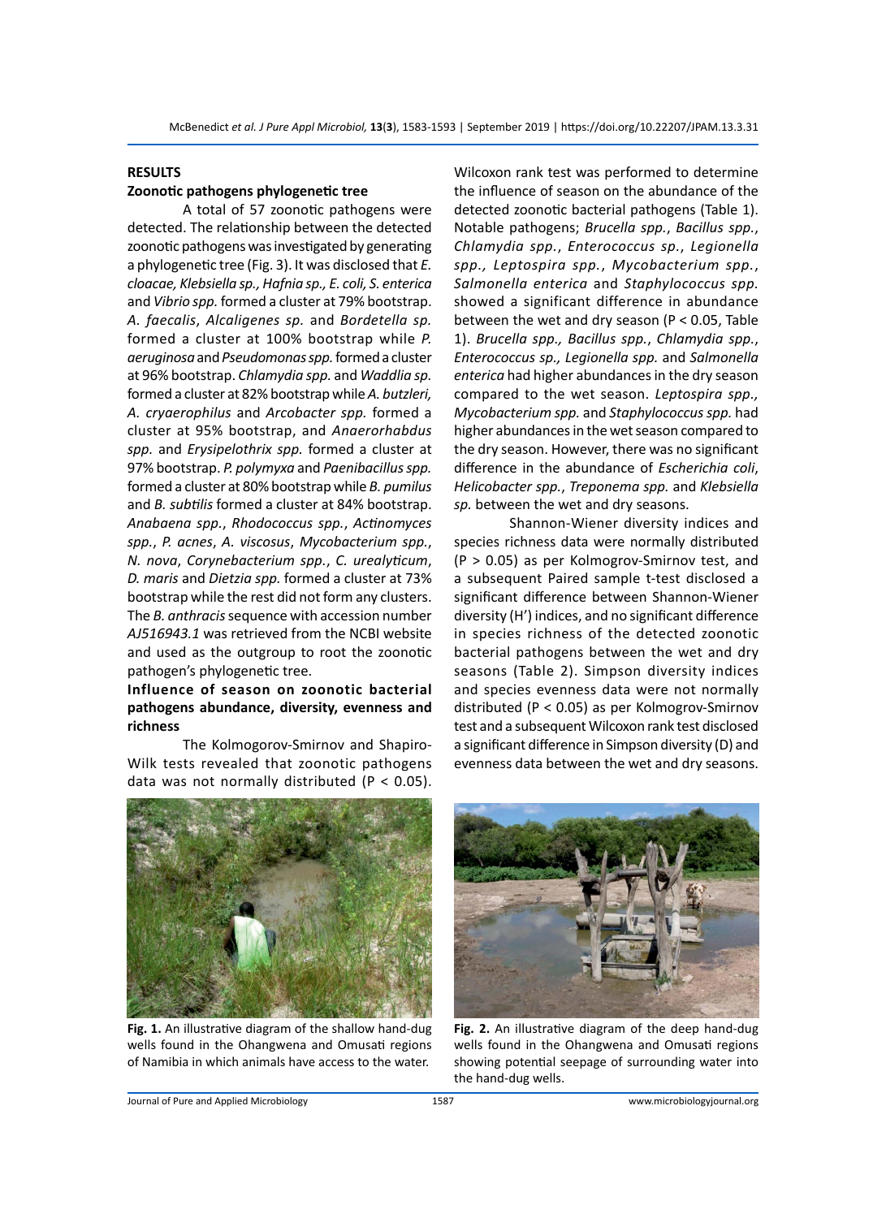## RESULTS

### Zoonotic pathogens phylogenetic tree

A total of 57 zoonotic pathogens were detected. The relationship between the detected zoonotic pathogens was investigated by generating a phylogenetic tree (Fig. 3). It was disclosed that *E. cloacae, Klebsiella sp., Hafnia sp., E. coli, S. enterica* and *Vibrio spp.* formed a cluster at 79% bootstrap. *A. faecalis*, *Alcaligenes sp.* and *Bordetella sp.* formed a cluster at 100% bootstrap while *P. aeruginosa* and *Pseudomonas spp.* formed a cluster at 96% bootstrap. *Chlamydia spp.* and *Waddlia sp.* formed a cluster at 82% bootstrap while *A. butzleri, A. cryaerophilus* and *Arcobacter spp.* formed a cluster at 95% bootstrap, and *Anaerorhabdus spp.* and *Erysipelothrix spp.* formed a cluster at 97% bootstrap. *P. polymyxa* and *Paenibacillus spp.* formed a cluster at 80% bootstrap while *B. pumilus* and *B. subtilis* formed a cluster at 84% bootstrap. *Anabaena spp.*, *Rhodococcus spp.*, *Actinomyces spp.*, *P. acnes*, *A. viscosus*, *Mycobacterium spp.*, *N. nova*, *Corynebacterium spp.*, *C. urealyticum*, *D. maris* and *Dietzia spp.* formed a cluster at 73% bootstrap while the rest did not form any clusters. The *B. anthracis* sequence with accession number *AJ516943.1* was retrieved from the NCBI website and used as the outgroup to root the zoonotic pathogen's phylogenetic tree.

### Influence of season on zoonotic bacterial pathogens abundance, diversity, evenness and richness

The Kolmogorov-Smirnov and Shapiro-Wilk tests revealed that zoonotic pathogens data was not normally distributed ($P < 0.05$). Wilcoxon rank test was performed to determine the influence of season on the abundance of the detected zoonotic bacterial pathogens (Table 1). Notable pathogens; *Brucella spp.*, *Bacillus spp.*, *Chlamydia spp.*, *Enterococcus sp.*, *Legionella spp.*, *Leptospira spp.*, *Mycobacterium spp.*, *Salmonella enterica* and *Staphylococcus spp.* showed a significant difference in abundance between the wet and dry season ($P < 0.05$, Table 1). *Brucella spp., Bacillus spp.*, *Chlamydia spp.*, *Enterococcus sp., Legionella spp.* and *Salmonella enterica* had higher abundances in the dry season compared to the wet season. *Leptospira spp., Mycobacterium spp.* and *Staphylococcus spp.* had higher abundances in the wet season compared to the dry season. However, there was no significant difference in the abundance of *Escherichia coli*, *Helicobacter spp.*, *Treponema spp.* and *Klebsiella sp.* between the wet and dry seasons.

Shannon-Wiener diversity indices and species richness data were normally distributed ($P > 0.05$) as per Kolmogrov-Smirnov test, and a subsequent Paired sample t-test disclosed a significant difference between Shannon-Wiener diversity (H') indices, and no significant difference in species richness of the detected zoonotic bacterial pathogens between the wet and dry seasons (Table 2). Simpson diversity indices and species evenness data were not normally distributed ($P < 0.05$) as per Kolmogrov-Smirnov test and a subsequent Wilcoxon rank test disclosed a significant difference in Simpson diversity (D) and evenness data between the wet and dry seasons.

**Fig. 1.** An illustrative diagram of the shallow hand-dug wells found in the Ohangwena and Omusati regions of Namibia in which animals have access to the water.

**Fig. 2.** An illustrative diagram of the deep hand-dug wells found in the Ohangwena and Omusati regions showing potential seepage of surrounding water into the hand-dug wells.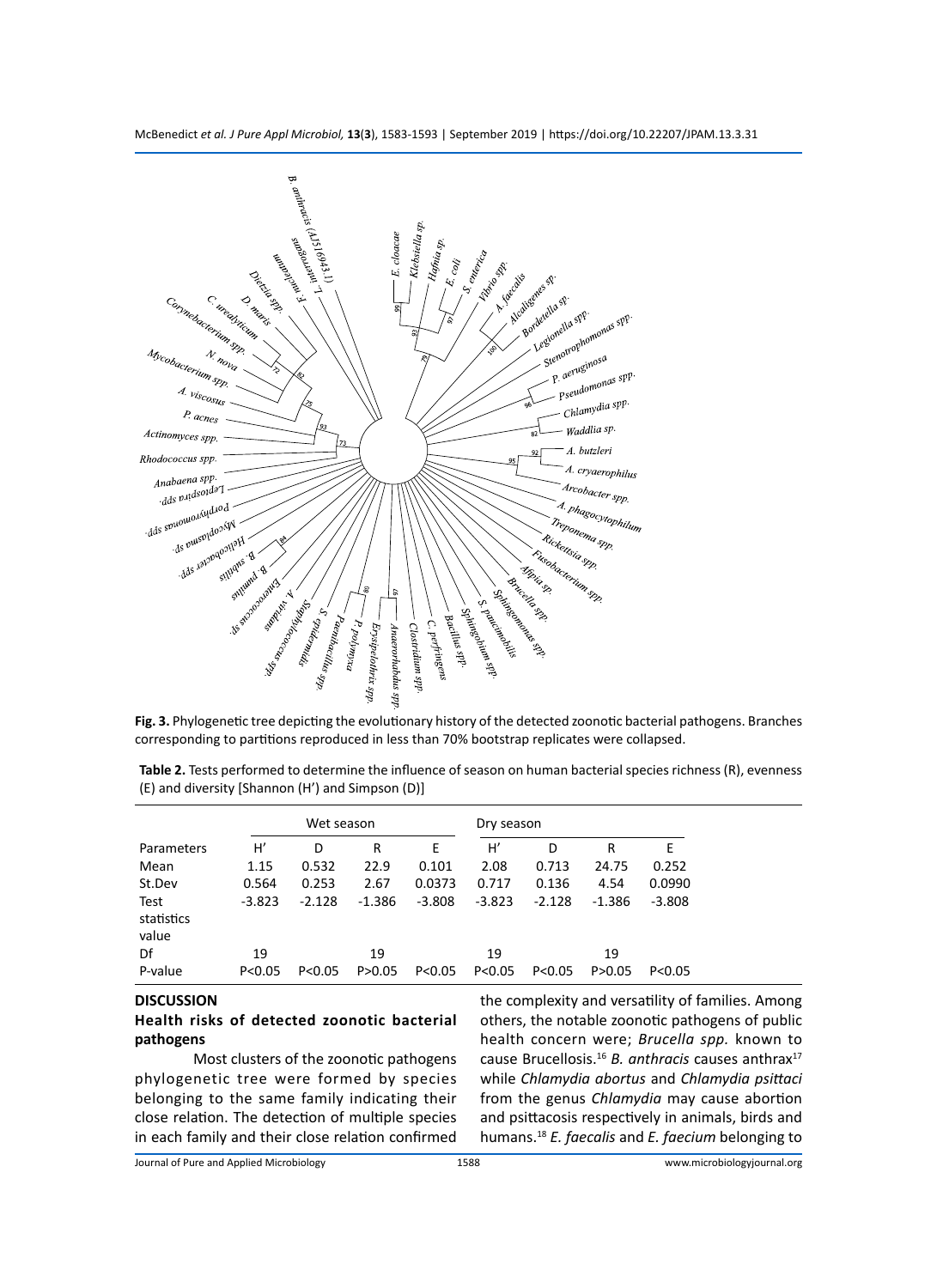Fig. 3. Phylogenetic tree depicting the evolutionary history of the detected zoonotic bacterial pathogens. Branches corresponding to partitions reproduced in less than 70% bootstrap replicates were collapsed.

**Table 2.** Tests performed to determine the influence of season on human bacterial species richness (R), evenness (E) and diversity [Shannon (H') and Simpson (D)]

| | Wet season | | | | Dry season | | | |
|---|---|---|---|---|---|---|---|---|
| Parameters | H' | D | R | E | H' | D | R | E |
| Mean | 1.15 | 0.532 | 22.9 | 0.101 | 2.08 | 0.713 | 24.75 | 0.252 |
| St.Dev | 0.564 | 0.253 | 2.67 | 0.0373 | 0.717 | 0.136 | 4.54 | 0.0990 |
| Test statistics value | -3.823 | -2.128 | -1.386 | -3.808 | -3.823 | -2.128 | -1.386 | -3.808 |
| Df | 19 | | 19 | | 19 | | 19 | |
| P-value | P<0.05 | P<0.05 | P>0.05 | P<0.05 | P<0.05 | P<0.05 | P>0.05 | P<0.05 |

## DISCUSSION

### Health risks of detected zoonotic bacterial pathogens

Most clusters of the zoonotic pathogens phylogenetic tree were formed by species belonging to the same family indicating their close relation. The detection of multiple species in each family and their close relation confirmed the complexity and versatility of families. Among others, the notable zoonotic pathogens of public health concern were; *Brucella spp.* known to cause Brucellosis.[16] *B. anthracis* causes anthrax[17] while *Chlamydia abortus* and *Chlamydia psittaci* from the genus *Chlamydia* may cause abortion and psittacosis respectively in animals, birds and humans.[18] *E. faecalis* and *E. faecium* belonging to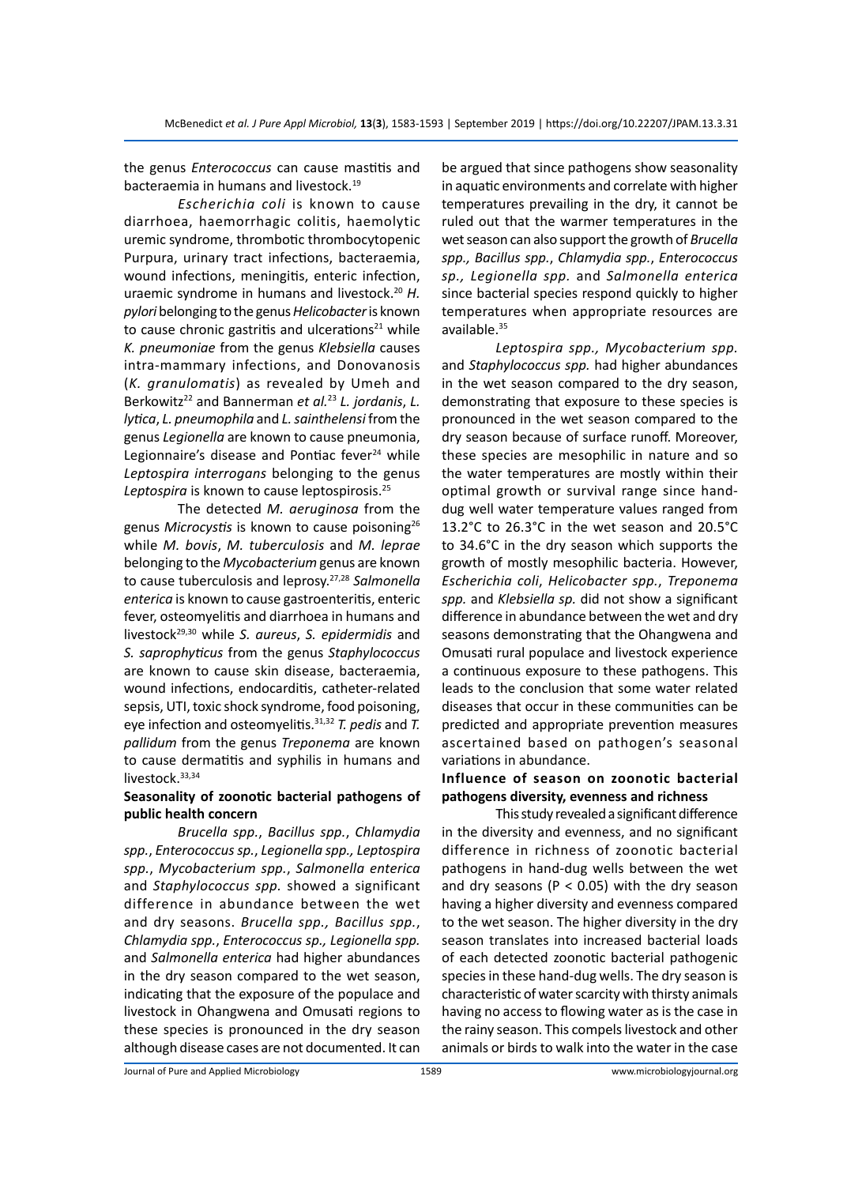the genus *Enterococcus* can cause mastitis and bacteraemia in humans and livestock.[19]

*Escherichia coli* is known to cause diarrhoea, haemorrhagic colitis, haemolytic uremic syndrome, thrombotic thrombocytopenic Purpura, urinary tract infections, bacteraemia, wound infections, meningitis, enteric infection, uraemic syndrome in humans and livestock.[20] *H. pylori* belonging to the genus *Helicobacter* is known to cause chronic gastritis and ulcerations[21] while *K. pneumoniae* from the genus *Klebsiella* causes intra-mammary infections, and Donovanosis (*K. granulomatis*) as revealed by Umeh and Berkowitz[22] and Bannerman *et al.*[23] *L. jordanis*, *L. lytica*, *L. pneumophila* and *L. sainthelensi* from the genus *Legionella* are known to cause pneumonia, Legionnaire's disease and Pontiac fever[24] while *Leptospira interrogans* belonging to the genus *Leptospira* is known to cause leptospirosis.[25]

The detected *M. aeruginosa* from the genus *Microcystis* is known to cause poisoning[26] while *M. bovis*, *M. tuberculosis* and *M. leprae* belonging to the *Mycobacterium* genus are known to cause tuberculosis and leprosy.[27,28] *Salmonella enterica* is known to cause gastroenteritis, enteric fever, osteomyelitis and diarrhoea in humans and livestock[29,30] while *S. aureus*, *S. epidermidis* and *S. saprophyticus* from the genus *Staphylococcus* are known to cause skin disease, bacteraemia, wound infections, endocarditis, catheter-related sepsis, UTI, toxic shock syndrome, food poisoning, eye infection and osteomyelitis.[31,32] *T. pedis* and *T. pallidum* from the genus *Treponema* are known to cause dermatitis and syphilis in humans and livestock.[33,34]

### Seasonality of zoonotic bacterial pathogens of public health concern

*Brucella spp.*, *Bacillus spp.*, *Chlamydia spp.*, *Enterococcus sp.*, *Legionella spp.*, *Leptospira spp.*, *Mycobacterium spp.*, *Salmonella enterica* and *Staphylococcus spp.* showed a significant difference in abundance between the wet and dry seasons. *Brucella spp.*, *Bacillus spp.*, *Chlamydia spp.*, *Enterococcus sp.*, *Legionella spp.* and *Salmonella enterica* had higher abundances in the dry season compared to the wet season, indicating that the exposure of the populace and livestock in Ohangwena and Omusati regions to these species is pronounced in the dry season although disease cases are not documented. It can be argued that since pathogens show seasonality in aquatic environments and correlate with higher temperatures prevailing in the dry, it cannot be ruled out that the warmer temperatures in the wet season can also support the growth of *Brucella spp.*, *Bacillus spp.*, *Chlamydia spp.*, *Enterococcus sp.*, *Legionella spp.* and *Salmonella enterica* since bacterial species respond quickly to higher temperatures when appropriate resources are available.[35]

*Leptospira spp.*, *Mycobacterium spp.* and *Staphylococcus spp.* had higher abundances in the wet season compared to the dry season, demonstrating that exposure to these species is pronounced in the wet season compared to the dry season because of surface runoff. Moreover, these species are mesophilic in nature and so the water temperatures are mostly within their optimal growth or survival range since hand-dug well water temperature values ranged from 13.2°C to 26.3°C in the wet season and 20.5°C to 34.6°C in the dry season which supports the growth of mostly mesophilic bacteria. However, *Escherichia coli*, *Helicobacter spp.*, *Treponema spp.* and *Klebsiella sp.* did not show a significant difference in abundance between the wet and dry seasons demonstrating that the Ohangwena and Omusati rural populace and livestock experience a continuous exposure to these pathogens. This leads to the conclusion that some water related diseases that occur in these communities can be predicted and appropriate prevention measures ascertained based on pathogen's seasonal variations in abundance.

### Influence of season on zoonotic bacterial pathogens diversity, evenness and richness

This study revealed a significant difference in the diversity and evenness, and no significant difference in richness of zoonotic bacterial pathogens in hand-dug wells between the wet and dry seasons ($P < 0.05$) with the dry season having a higher diversity and evenness compared to the wet season. The higher diversity in the dry season translates into increased bacterial loads of each detected zoonotic bacterial pathogenic species in these hand-dug wells. The dry season is characteristic of water scarcity with thirsty animals having no access to flowing water as is the case in the rainy season. This compels livestock and other animals or birds to walk into the water in the case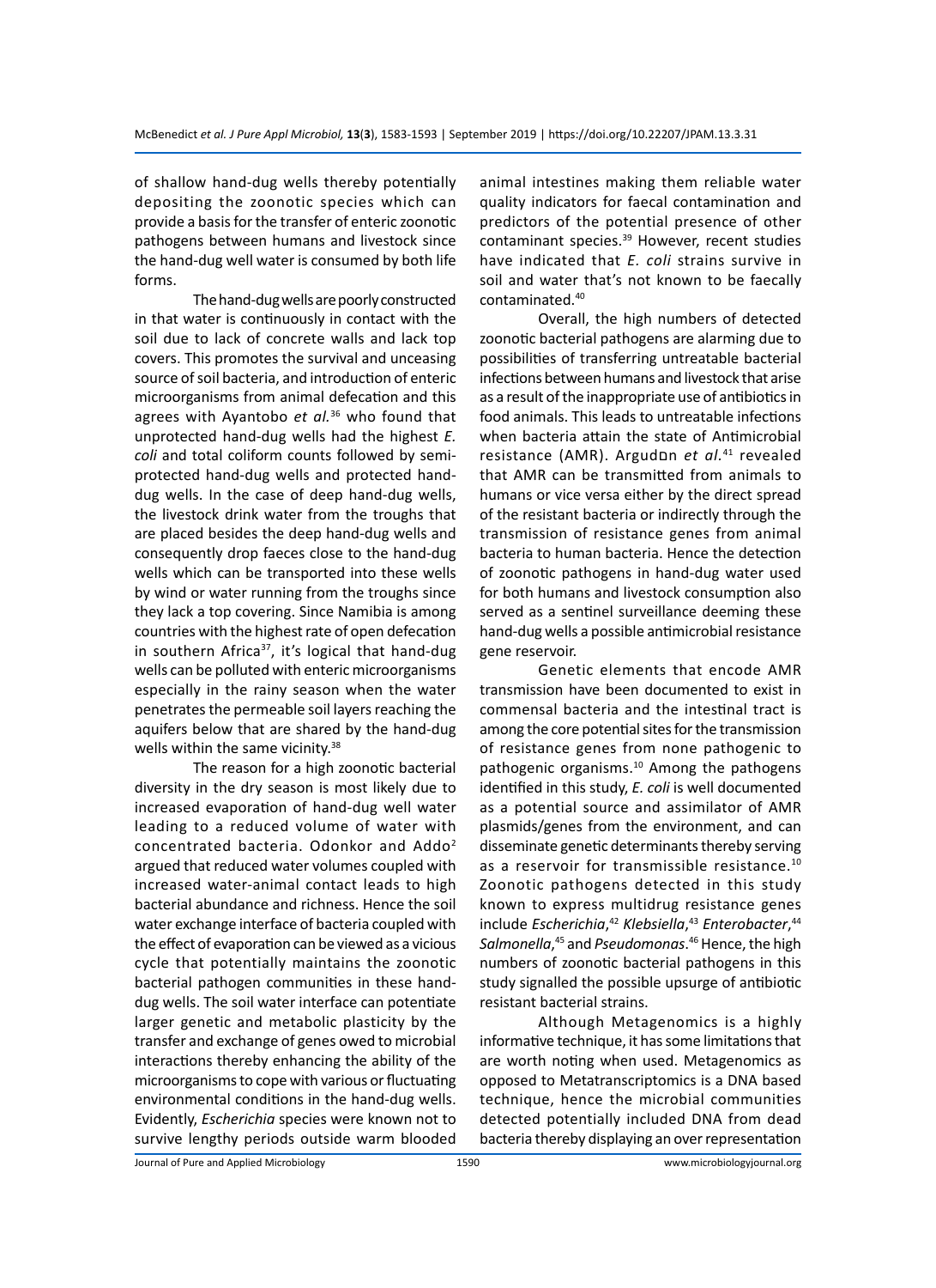of shallow hand-dug wells thereby potentially depositing the zoonotic species which can provide a basis for the transfer of enteric zoonotic pathogens between humans and livestock since the hand-dug well water is consumed by both life forms.

The hand-dug wells are poorly constructed in that water is continuously in contact with the soil due to lack of concrete walls and lack top covers. This promotes the survival and unceasing source of soil bacteria, and introduction of enteric microorganisms from animal defecation and this agrees with Ayantobo *et al.*[36] who found that unprotected hand-dug wells had the highest *E. coli* and total coliform counts followed by semi-protected hand-dug wells and protected hand-dug wells. In the case of deep hand-dug wells, the livestock drink water from the troughs that are placed besides the deep hand-dug wells and consequently drop faeces close to the hand-dug wells which can be transported into these wells by wind or water running from the troughs since they lack a top covering. Since Namibia is among countries with the highest rate of open defecation in southern Africa[37], it's logical that hand-dug wells can be polluted with enteric microorganisms especially in the rainy season when the water penetrates the permeable soil layers reaching the aquifers below that are shared by the hand-dug wells within the same vicinity.[38]

The reason for a high zoonotic bacterial diversity in the dry season is most likely due to increased evaporation of hand-dug well water leading to a reduced volume of water with concentrated bacteria. Odonkor and Addo[2] argued that reduced water volumes coupled with increased water-animal contact leads to high bacterial abundance and richness. Hence the soil water exchange interface of bacteria coupled with the effect of evaporation can be viewed as a vicious cycle that potentially maintains the zoonotic bacterial pathogen communities in these hand-dug wells. The soil water interface can potentiate larger genetic and metabolic plasticity by the transfer and exchange of genes owed to microbial interactions thereby enhancing the ability of the microorganisms to cope with various or fluctuating environmental conditions in the hand-dug wells. Evidently, *Escherichia* species were known not to survive lengthy periods outside warm blooded animal intestines making them reliable water quality indicators for faecal contamination and predictors of the potential presence of other contaminant species.[39] However, recent studies have indicated that *E. coli* strains survive in soil and water that's not known to be faecally contaminated.[40]

Overall, the high numbers of detected zoonotic bacterial pathogens are alarming due to possibilities of transferring untreatable bacterial infections between humans and livestock that arise as a result of the inappropriate use of antibiotics in food animals. This leads to untreatable infections when bacteria attain the state of Antimicrobial resistance (AMR). Argudín *et al.*[41] revealed that AMR can be transmitted from animals to humans or vice versa either by the direct spread of the resistant bacteria or indirectly through the transmission of resistance genes from animal bacteria to human bacteria. Hence the detection of zoonotic pathogens in hand-dug water used for both humans and livestock consumption also served as a sentinel surveillance deeming these hand-dug wells a possible antimicrobial resistance gene reservoir.

Genetic elements that encode AMR transmission have been documented to exist in commensal bacteria and the intestinal tract is among the core potential sites for the transmission of resistance genes from none pathogenic to pathogenic organisms.[10] Among the pathogens identified in this study, *E. coli* is well documented as a potential source and assimilator of AMR plasmids/genes from the environment, and can disseminate genetic determinants thereby serving as a reservoir for transmissible resistance.[10] Zoonotic pathogens detected in this study known to express multidrug resistance genes include *Escherichia*,[42] *Klebsiella*,[43] *Enterobacter*,[44] *Salmonella*,[45] and *Pseudomonas*.[46] Hence, the high numbers of zoonotic bacterial pathogens in this study signalled the possible upsurge of antibiotic resistant bacterial strains.

Although Metagenomics is a highly informative technique, it has some limitations that are worth noting when used. Metagenomics as opposed to Metatranscriptomics is a DNA based technique, hence the microbial communities detected potentially included DNA from dead bacteria thereby displaying an over representation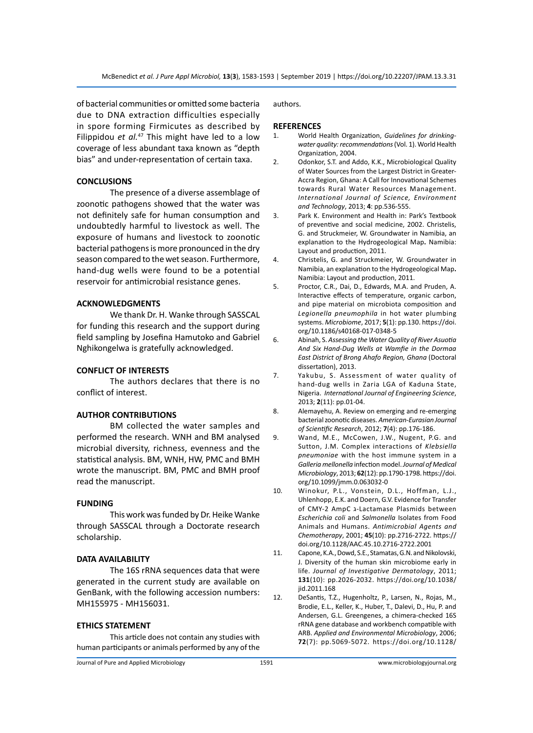of bacterial communities or omitted some bacteria due to DNA extraction difficulties especially in spore forming Firmicutes as described by Filippidou *et al.*[47] This might have led to a low coverage of less abundant taxa known as "depth bias" and under-representation of certain taxa.

## CONCLUSIONS

The presence of a diverse assemblage of zoonotic pathogens showed that the water was not definitely safe for human consumption and undoubtedly harmful to livestock as well. The exposure of humans and livestock to zoonotic bacterial pathogens is more pronounced in the dry season compared to the wet season. Furthermore, hand-dug wells were found to be a potential reservoir for antimicrobial resistance genes.

## ACKNOWLEDGMENTS

We thank Dr. H. Wanke through SASSCAL for funding this research and the support during field sampling by Josefina Hamutoko and Gabriel Nghikongelwa is gratefully acknowledged.

## CONFLICT OF INTERESTS

The authors declares that there is no conflict of interest.

## AUTHOR CONTRIBUTIONS

BM collected the water samples and performed the research. WNH and BM analysed microbial diversity, richness, evenness and the statistical analysis. BM, WNH, HW, PMC and BMH wrote the manuscript. BM, PMC and BMH proof read the manuscript.

## FUNDING

This work was funded by Dr. Heike Wanke through SASSCAL through a Doctorate research scholarship.

## DATA AVAILABILITY

The 16S rRNA sequences data that were generated in the current study are available on GenBank, with the following accession numbers: MH155975 - MH156031.

## ETHICS STATEMENT

This article does not contain any studies with human participants or animals performed by any of the authors.

## REFERENCES

1. World Health Organization, *Guidelines for drinking-water quality: recommendations* (Vol. 1). World Health Organization, 2004.
2. Odonkor, S.T. and Addo, K.K., Microbiological Quality of Water Sources from the Largest District in Greater-Accra Region, Ghana: A Call for Innovational Schemes towards Rural Water Resources Management. *International Journal of Science, Environment and Technology*, 2013; **4**: pp.536-555.
3. Park K. Environment and Health in: Park's Textbook of preventive and social medicine, 2002. Christelis, G. and Struckmeier, W. Groundwater in Namibia, an explanation to the Hydrogeological Map**.** Namibia: Layout and production, 2011.
4. Christelis, G. and Struckmeier, W. Groundwater in Namibia, an explanation to the Hydrogeological Map**.** Namibia: Layout and production, 2011.
5. Proctor, C.R., Dai, D., Edwards, M.A. and Pruden, A. Interactive effects of temperature, organic carbon, and pipe material on microbiota composition and *Legionella pneumophila* in hot water plumbing systems. *Microbiome*, 2017; **5**(1): pp.130. https://doi.org/10.1186/s40168-017-0348-5
6. Abinah, S. *Assessing the Water Quality of River Asuotia And Six Hand-Dug Wells at Wamfie in the Dormaa East District of Brong Ahafo Region, Ghana* (Doctoral dissertation), 2013.
7. Yakubu, S. Assessment of water quality of hand-dug wells in Zaria LGA of Kaduna State, Nigeria. *International Journal of Engineering Science*, 2013; **2**(11): pp.01-04.
8. Alemayehu, A. Review on emerging and re-emerging bacterial zoonotic diseases. *American-Eurasian Journal of Scientific Research*, 2012; **7**(4): pp.176-186.
9. Wand, M.E., McCowen, J.W., Nugent, P.G. and Sutton, J.M. Complex interactions of *Klebsiella pneumoniae* with the host immune system in a *Galleria mellonella* infection model. *Journal of Medical Microbiology*, 2013; **62**(12): pp.1790-1798. https://doi.org/10.1099/jmm.0.063032-0
10. Winokur, P.L., Vonstein, D.L., Hoffman, L.J., Uhlenhopp, E.K. and Doern, G.V. Evidence for Transfer of CMY-2 AmpC ג-Lactamase Plasmids between *Escherichia coli* and *Salmonella* Isolates from Food Animals and Humans. *Antimicrobial Agents and Chemotherapy*, 2001; **45**(10): pp.2716-2722. https://doi.org/10.1128/AAC.45.10.2716-2722.2001
11. Capone, K.A., Dowd, S.E., Stamatas, G.N. and Nikolovski, J. Diversity of the human skin microbiome early in life. *Journal of Investigative Dermatology*, 2011; **131**(10): pp.2026-2032. https://doi.org/10.1038/jid.2011.168
12. DeSantis, T.Z., Hugenholtz, P., Larsen, N., Rojas, M., Brodie, E.L., Keller, K., Huber, T., Dalevi, D., Hu, P. and Andersen, G.L. Greengenes, a chimera-checked 16S rRNA gene database and workbench compatible with ARB. *Applied and Environmental Microbiology*, 2006; **72**(7): pp.5069-5072. https://doi.org/10.1128/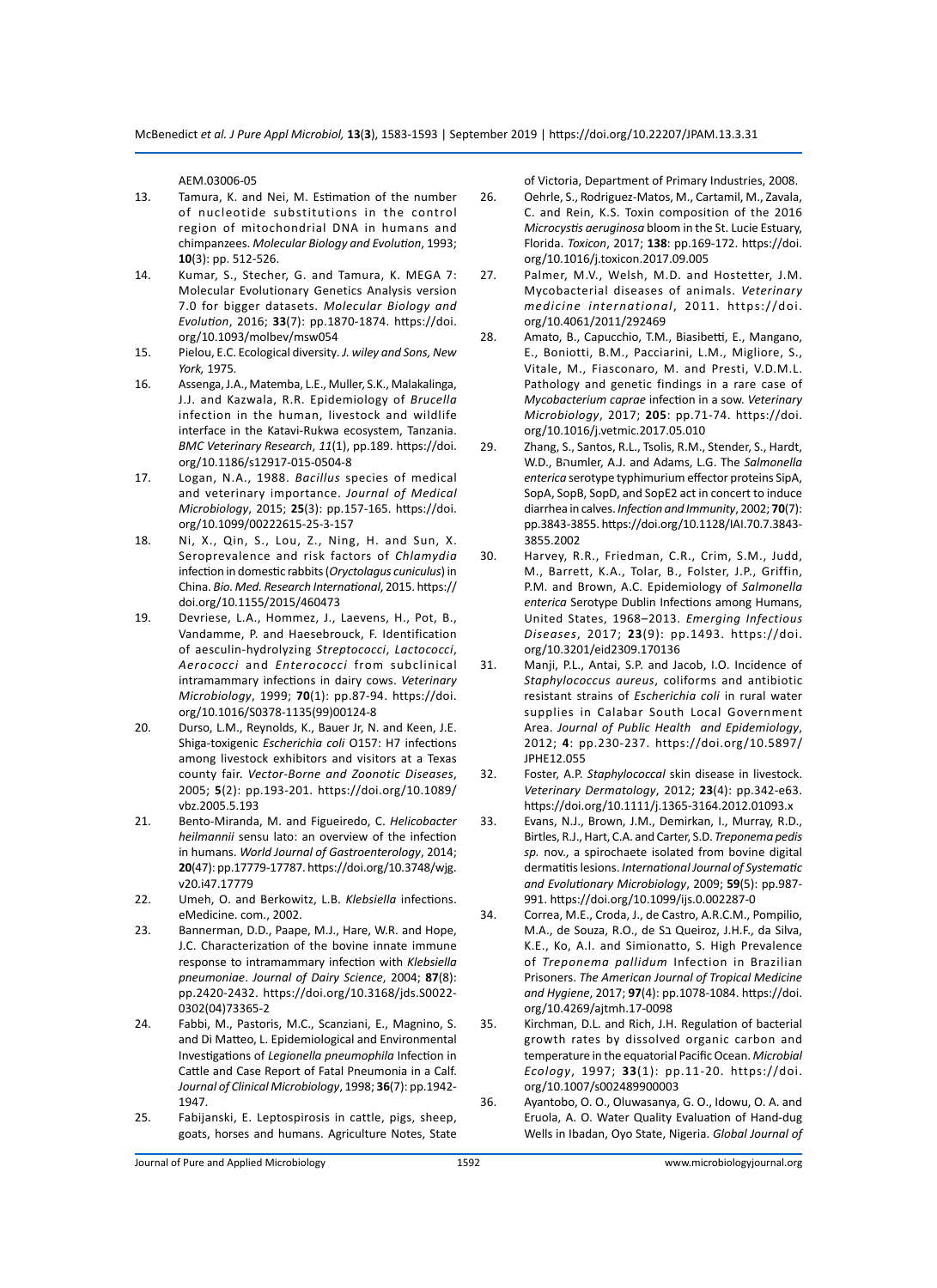AEM.03006-05

13. Tamura, K. and Nei, M. Estimation of the number of nucleotide substitutions in the control region of mitochondrial DNA in humans and chimpanzees. *Molecular Biology and Evolution*, 1993; **10**(3): pp. 512-526.
14. Kumar, S., Stecher, G. and Tamura, K. MEGA 7: Molecular Evolutionary Genetics Analysis version 7.0 for bigger datasets. *Molecular Biology and Evolution*, 2016; **33**(7): pp.1870-1874. https://doi.org/10.1093/molbev/msw054
15. Pielou, E.C. Ecological diversity. *J. wiley and Sons, New York,* 1975.
16. Assenga, J.A., Matemba, L.E., Muller, S.K., Malakalinga, J.J. and Kazwala, R.R. Epidemiology of *Brucella* infection in the human, livestock and wildlife interface in the Katavi-Rukwa ecosystem, Tanzania. *BMC Veterinary Research*, *11*(1), pp.189. https://doi.org/10.1186/s12917-015-0504-8
17. Logan, N.A., 1988. *Bacillus* species of medical and veterinary importance. *Journal of Medical Microbiology*, 2015; **25**(3): pp.157-165. https://doi.org/10.1099/00222615-25-3-157
18. Ni, X., Qin, S., Lou, Z., Ning, H. and Sun, X. Seroprevalence and risk factors of *Chlamydia* infection in domestic rabbits (*Oryctolagus cuniculus*) in China. *Bio. Med. Research International*, 2015. https://doi.org/10.1155/2015/460473
19. Devriese, L.A., Hommez, J., Laevens, H., Pot, B., Vandamme, P. and Haesebrouck, F. Identification of aesculin-hydrolyzing *Streptococci*, *Lactococci*, *Aerococci* and *Enterococci* from subclinical intramammary infections in dairy cows. *Veterinary Microbiology*, 1999; **70**(1): pp.87-94. https://doi.org/10.1016/S0378-1135(99)00124-8
20. Durso, L.M., Reynolds, K., Bauer Jr, N. and Keen, J.E. Shiga-toxigenic *Escherichia coli* O157: H7 infections among livestock exhibitors and visitors at a Texas county fair. *Vector-Borne and Zoonotic Diseases*, 2005; **5**(2): pp.193-201. https://doi.org/10.1089/vbz.2005.5.193
21. Bento-Miranda, M. and Figueiredo, C. *Helicobacter heilmannii* sensu lato: an overview of the infection in humans. *World Journal of Gastroenterology*, 2014; **20**(47): pp.17779-17787. https://doi.org/10.3748/wjg.v20.i47.17779
22. Umeh, O. and Berkowitz, L.B. *Klebsiella* infections. eMedicine. com., 2002.
23. Bannerman, D.D., Paape, M.J., Hare, W.R. and Hope, J.C. Characterization of the bovine innate immune response to intramammary infection with *Klebsiella pneumoniae*. *Journal of Dairy Science*, 2004; **87**(8): pp.2420-2432. https://doi.org/10.3168/jds.S0022-0302(04)73365-2
24. Fabbi, M., Pastoris, M.C., Scanziani, E., Magnino, S. and Di Matteo, L. Epidemiological and Environmental Investigations of *Legionella pneumophila* Infection in Cattle and Case Report of Fatal Pneumonia in a Calf. *Journal of Clinical Microbiology*, 1998; **36**(7): pp.1942-1947.
25. Fabijanski, E. Leptospirosis in cattle, pigs, sheep, goats, horses and humans. Agriculture Notes, State of Victoria, Department of Primary Industries, 2008.
26. Oehrle, S., Rodriguez-Matos, M., Cartamil, M., Zavala, C. and Rein, K.S. Toxin composition of the 2016 *Microcystis aeruginosa* bloom in the St. Lucie Estuary, Florida. *Toxicon*, 2017; **138**: pp.169-172. https://doi.org/10.1016/j.toxicon.2017.09.005
27. Palmer, M.V., Welsh, M.D. and Hostetter, J.M. Mycobacterial diseases of animals. *Veterinary medicine international*, 2011. https://doi.org/10.4061/2011/292469
28. Amato, B., Capucchio, T.M., Biasibetti, E., Mangano, E., Boniotti, B.M., Pacciarini, L.M., Migliore, S., Vitale, M., Fiasconaro, M. and Presti, V.D.M.L. Pathology and genetic findings in a rare case of *Mycobacterium caprae* infection in a sow. *Veterinary Microbiology*, 2017; **205**: pp.71-74. https://doi.org/10.1016/j.vetmic.2017.05.010
29. Zhang, S., Santos, R.L., Tsolis, R.M., Stender, S., Hardt, W.D., Bהumler, A.J. and Adams, L.G. The *Salmonella enterica* serotype typhimurium effector proteins SipA, SopA, SopB, SopD, and SopE2 act in concert to induce diarrhea in calves. *Infection and Immunity*, 2002; **70**(7): pp.3843-3855. https://doi.org/10.1128/IAI.70.7.3843-3855.2002
30. Harvey, R.R., Friedman, C.R., Crim, S.M., Judd, M., Barrett, K.A., Tolar, B., Folster, J.P., Griffin, P.M. and Brown, A.C. Epidemiology of *Salmonella enterica* Serotype Dublin Infections among Humans, United States, 1968–2013. *Emerging Infectious Diseases*, 2017; **23**(9): pp.1493. https://doi.org/10.3201/eid2309.170136
31. Manji, P.L., Antai, S.P. and Jacob, I.O. Incidence of *Staphylococcus aureus*, coliforms and antibiotic resistant strains of *Escherichia coli* in rural water supplies in Calabar South Local Government Area. *Journal of Public Health and Epidemiology*, 2012; **4**: pp.230-237. https://doi.org/10.5897/JPHE12.055
32. Foster, A.P. *Staphylococcal* skin disease in livestock. *Veterinary Dermatology*, 2012; **23**(4): pp.342-e63. https://doi.org/10.1111/j.1365-3164.2012.01093.x
33. Evans, N.J., Brown, J.M., Demirkan, I., Murray, R.D., Birtles, R.J., Hart, C.A. and Carter, S.D. *Treponema pedis sp.* nov., a spirochaete isolated from bovine digital dermatitis lesions. *International Journal of Systematic and Evolutionary Microbiology*, 2009; **59**(5): pp.987-991. https://doi.org/10.1099/ijs.0.002287-0
34. Correa, M.E., Croda, J., de Castro, A.R.C.M., Pompilio, M.A., de Souza, R.O., de Sב Queiroz, J.H.F., da Silva, K.E., Ko, A.I. and Simionatto, S. High Prevalence of *Treponema pallidum* Infection in Brazilian Prisoners. *The American Journal of Tropical Medicine and Hygiene*, 2017; **97**(4): pp.1078-1084. https://doi.org/10.4269/ajtmh.17-0098
35. Kirchman, D.L. and Rich, J.H. Regulation of bacterial growth rates by dissolved organic carbon and temperature in the equatorial Pacific Ocean. *Microbial Ecology*, 1997; **33**(1): pp.11-20. https://doi.org/10.1007/s002489900003
36. Ayantobo, O. O., Oluwasanya, G. O., Idowu, O. A. and Eruola, A. O. Water Quality Evaluation of Hand-dug Wells in Ibadan, Oyo State, Nigeria. *Global Journal of*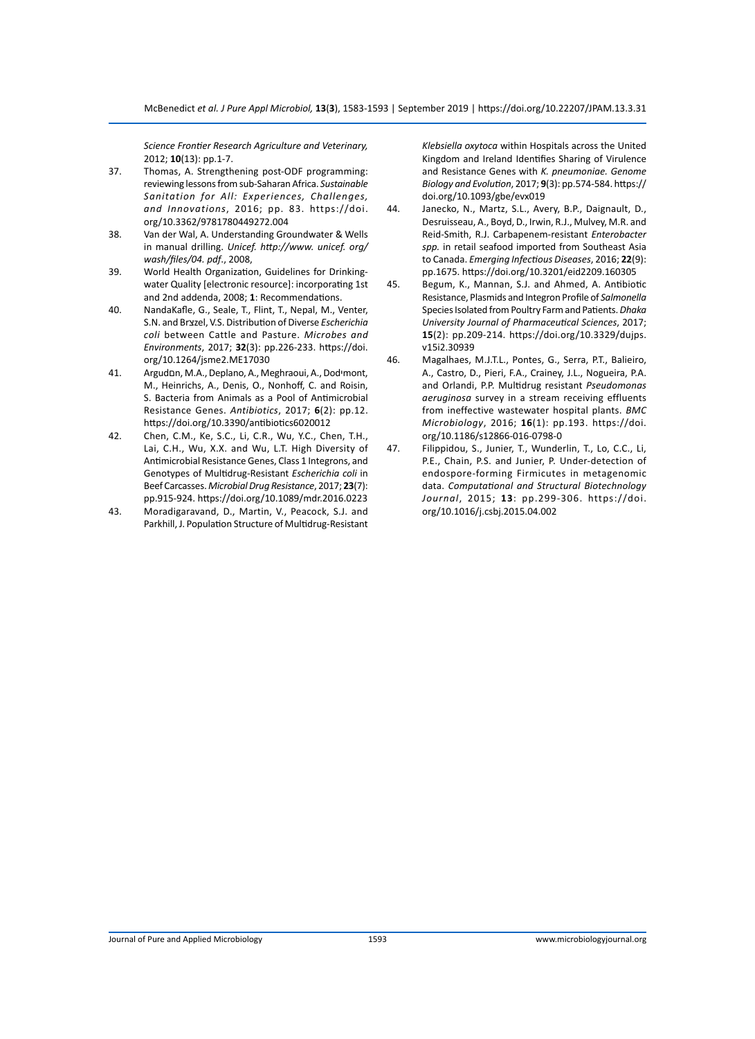*Science Frontier Research Agriculture and Veterinary,* 2012; **10**(13): pp.1-7.

37. Thomas, A. Strengthening post-ODF programming: reviewing lessons from sub-Saharan Africa. *Sustainable Sanitation for All: Experiences, Challenges, and Innovations*, 2016; pp. 83. https://doi.org/10.3362/9781780449272.004
38. Van der Wal, A. Understanding Groundwater & Wells in manual drilling. *Unicef. http://www. unicef. org/wash/files/04. pdf.*, 2008,
39. World Health Organization, Guidelines for Drinking-water Quality [electronic resource]: incorporating 1st and 2nd addenda, 2008; **1**: Recommendations.
40. NandaKafle, G., Seale, T., Flint, T., Nepal, M., Venter, S.N. and Brצzel, V.S. Distribution of Diverse *Escherichia coli* between Cattle and Pasture. *Microbes and Environments*, 2017; **32**(3): pp.226-233. https://doi.org/10.1264/jsme2.ME17030
41. Argudםn, M.A., Deplano, A., Meghraoui, A., Dodיmont, M., Heinrichs, A., Denis, O., Nonhoff, C. and Roisin, S. Bacteria from Animals as a Pool of Antimicrobial Resistance Genes. *Antibiotics*, 2017; **6**(2): pp.12. https://doi.org/10.3390/antibiotics6020012
42. Chen, C.M., Ke, S.C., Li, C.R., Wu, Y.C., Chen, T.H., Lai, C.H., Wu, X.X. and Wu, L.T. High Diversity of Antimicrobial Resistance Genes, Class 1 Integrons, and Genotypes of Multidrug-Resistant *Escherichia coli* in Beef Carcasses. *Microbial Drug Resistance*, 2017; **23**(7): pp.915-924. https://doi.org/10.1089/mdr.2016.0223
43. Moradigaravand, D., Martin, V., Peacock, S.J. and Parkhill, J. Population Structure of Multidrug-Resistant *Klebsiella oxytoca* within Hospitals across the United Kingdom and Ireland Identifies Sharing of Virulence and Resistance Genes with *K. pneumoniae. Genome Biology and Evolution*, 2017; **9**(3): pp.574-584. https://doi.org/10.1093/gbe/evx019
44. Janecko, N., Martz, S.L., Avery, B.P., Daignault, D., Desruisseau, A., Boyd, D., Irwin, R.J., Mulvey, M.R. and Reid-Smith, R.J. Carbapenem-resistant *Enterobacter spp.* in retail seafood imported from Southeast Asia to Canada. *Emerging Infectious Diseases*, 2016; **22**(9): pp.1675. https://doi.org/10.3201/eid2209.160305
45. Begum, K., Mannan, S.J. and Ahmed, A. Antibiotic Resistance, Plasmids and Integron Profile of *Salmonella* Species Isolated from Poultry Farm and Patients. *Dhaka University Journal of Pharmaceutical Sciences*, 2017; **15**(2): pp.209-214. https://doi.org/10.3329/dujps.v15i2.30939
46. Magalhaes, M.J.T.L., Pontes, G., Serra, P.T., Balieiro, A., Castro, D., Pieri, F.A., Crainey, J.L., Nogueira, P.A. and Orlandi, P.P. Multidrug resistant *Pseudomonas aeruginosa* survey in a stream receiving effluents from ineffective wastewater hospital plants. *BMC Microbiology*, 2016; **16**(1): pp.193. https://doi.org/10.1186/s12866-016-0798-0
47. Filippidou, S., Junier, T., Wunderlin, T., Lo, C.C., Li, P.E., Chain, P.S. and Junier, P. Under-detection of endospore-forming Firmicutes in metagenomic data. *Computational and Structural Biotechnology Journal*, 2015; **13**: pp.299-306. https://doi.org/10.1016/j.csbj.2015.04.002